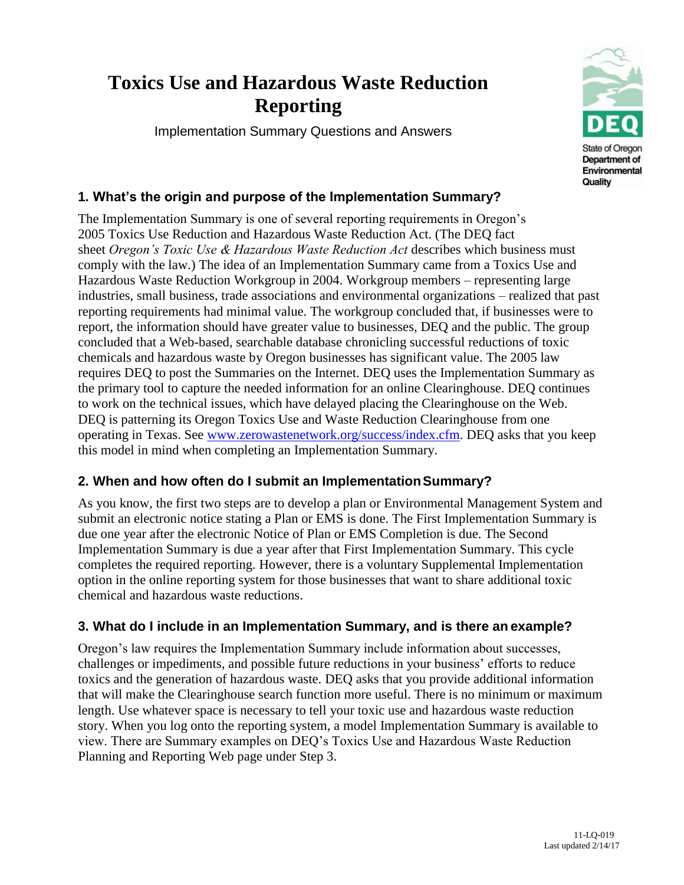# Toxics Use and Hazardous Waste Reduction Reporting

Implementation Summary Questions and Answers

State of Oregon Department of Environmental Quality

### 1. What's the origin and purpose of the Implementation Summary?

The Implementation Summary is one of several reporting requirements in Oregon's 2005 Toxics Use Reduction and Hazardous Waste Reduction Act. (The DEQ fact sheet *Oregon's Toxic Use & Hazardous Waste Reduction Act* describes which business must comply with the law.) The idea of an Implementation Summary came from a Toxics Use and Hazardous Waste Reduction Workgroup in 2004. Workgroup members – representing large industries, small business, trade associations and environmental organizations – realized that past reporting requirements had minimal value. The workgroup concluded that, if businesses were to report, the information should have greater value to businesses, DEQ and the public. The group concluded that a Web-based, searchable database chronicling successful reductions of toxic chemicals and hazardous waste by Oregon businesses has significant value. The 2005 law requires DEQ to post the Summaries on the Internet. DEQ uses the Implementation Summary as the primary tool to capture the needed information for an online Clearinghouse. DEQ continues to work on the technical issues, which have delayed placing the Clearinghouse on the Web. DEQ is patterning its Oregon Toxics Use and Waste Reduction Clearinghouse from one operating in Texas. See [www.zerowastenetwork.org/success/index.cfm](www.zerowastenetwork.org/success/index.cfm). DEQ asks that you keep this model in mind when completing an Implementation Summary.

### 2. When and how often do I submit an Implementation Summary?

As you know, the first two steps are to develop a plan or Environmental Management System and submit an electronic notice stating a Plan or EMS is done. The First Implementation Summary is due one year after the electronic Notice of Plan or EMS Completion is due. The Second Implementation Summary is due a year after that First Implementation Summary. This cycle completes the required reporting. However, there is a voluntary Supplemental Implementation option in the online reporting system for those businesses that want to share additional toxic chemical and hazardous waste reductions.

### 3. What do I include in an Implementation Summary, and is there an example?

Oregon's law requires the Implementation Summary include information about successes, challenges or impediments, and possible future reductions in your business' efforts to reduce toxics and the generation of hazardous waste. DEQ asks that you provide additional information that will make the Clearinghouse search function more useful. There is no minimum or maximum length. Use whatever space is necessary to tell your toxic use and hazardous waste reduction story. When you log onto the reporting system, a model Implementation Summary is available to view. There are Summary examples on DEQ's Toxics Use and Hazardous Waste Reduction Planning and Reporting Web page under Step 3.

11-LQ-019
Last updated 2/14/17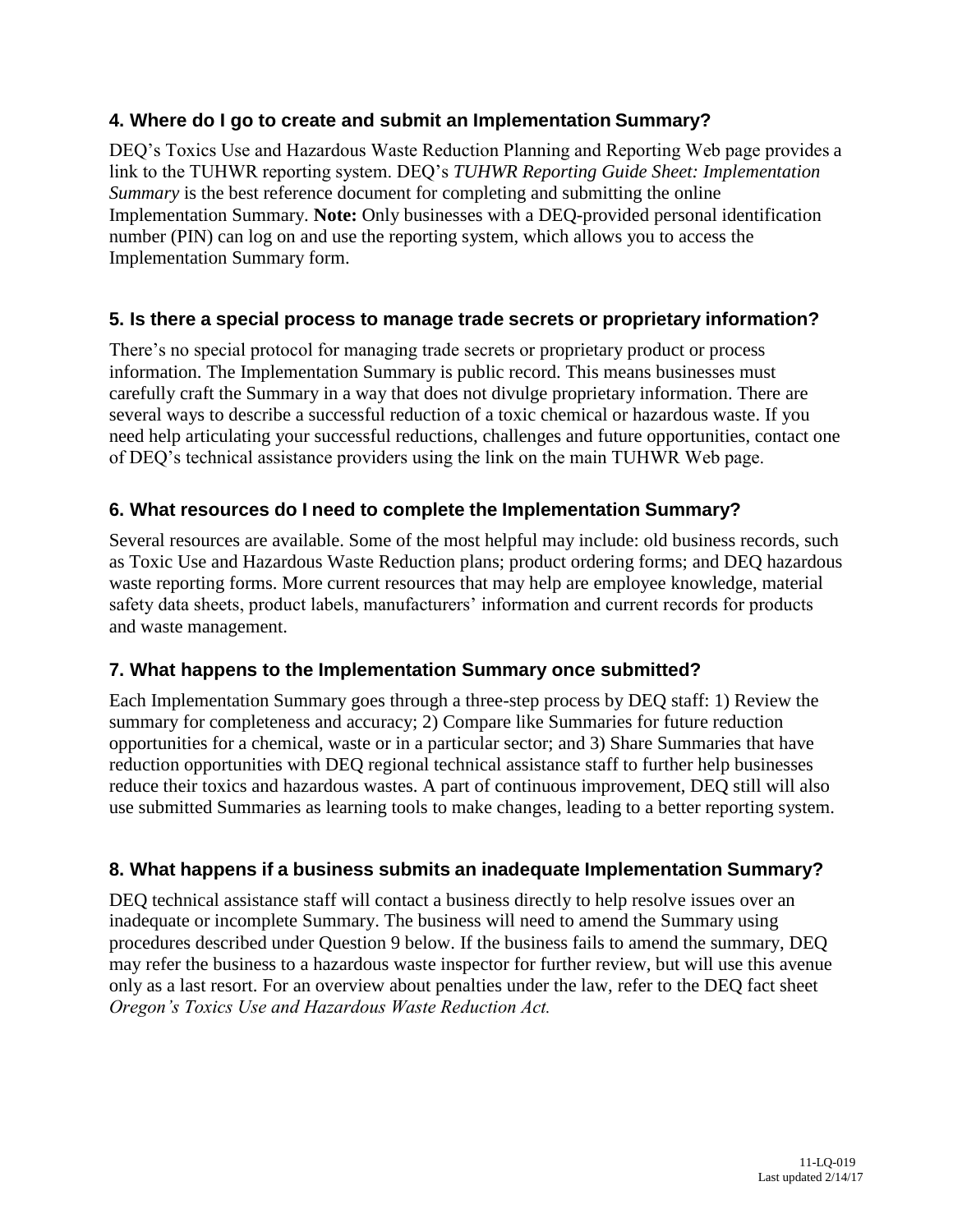## 4. Where do I go to create and submit an Implementation Summary?

DEQ's Toxics Use and Hazardous Waste Reduction Planning and Reporting Web page provides a link to the TUHWR reporting system. DEQ's *TUHWR Reporting Guide Sheet: Implementation Summary* is the best reference document for completing and submitting the online Implementation Summary. **Note:** Only businesses with a DEQ-provided personal identification number (PIN) can log on and use the reporting system, which allows you to access the Implementation Summary form.

## 5. Is there a special process to manage trade secrets or proprietary information?

There's no special protocol for managing trade secrets or proprietary product or process information. The Implementation Summary is public record. This means businesses must carefully craft the Summary in a way that does not divulge proprietary information. There are several ways to describe a successful reduction of a toxic chemical or hazardous waste. If you need help articulating your successful reductions, challenges and future opportunities, contact one of DEQ's technical assistance providers using the link on the main TUHWR Web page.

## 6. What resources do I need to complete the Implementation Summary?

Several resources are available. Some of the most helpful may include: old business records, such as Toxic Use and Hazardous Waste Reduction plans; product ordering forms; and DEQ hazardous waste reporting forms. More current resources that may help are employee knowledge, material safety data sheets, product labels, manufacturers' information and current records for products and waste management.

## 7. What happens to the Implementation Summary once submitted?

Each Implementation Summary goes through a three-step process by DEQ staff: 1) Review the summary for completeness and accuracy; 2) Compare like Summaries for future reduction opportunities for a chemical, waste or in a particular sector; and 3) Share Summaries that have reduction opportunities with DEQ regional technical assistance staff to further help businesses reduce their toxics and hazardous wastes. A part of continuous improvement, DEQ still will also use submitted Summaries as learning tools to make changes, leading to a better reporting system.

## 8. What happens if a business submits an inadequate Implementation Summary?

DEQ technical assistance staff will contact a business directly to help resolve issues over an inadequate or incomplete Summary. The business will need to amend the Summary using procedures described under Question 9 below. If the business fails to amend the summary, DEQ may refer the business to a hazardous waste inspector for further review, but will use this avenue only as a last resort. For an overview about penalties under the law, refer to the DEQ fact sheet *Oregon's Toxics Use and Hazardous Waste Reduction Act.*

11-LQ-019
Last updated 2/14/17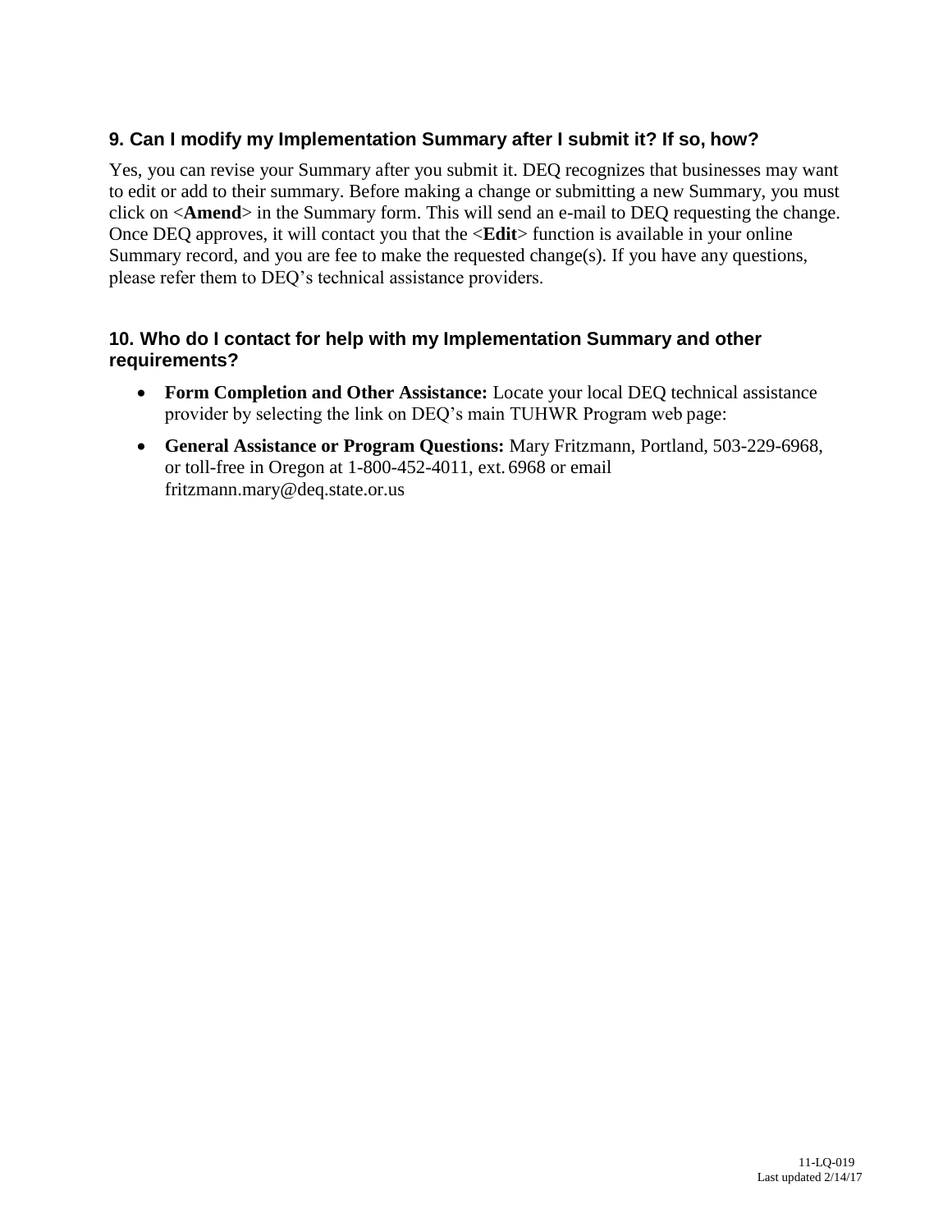### 9. Can I modify my Implementation Summary after I submit it? If so, how?

Yes, you can revise your Summary after you submit it. DEQ recognizes that businesses may want to edit or add to their summary. Before making a change or submitting a new Summary, you must click on <**Amend**> in the Summary form. This will send an e-mail to DEQ requesting the change. Once DEQ approves, it will contact you that the <**Edit**> function is available in your online Summary record, and you are fee to make the requested change(s). If you have any questions, please refer them to DEQ's technical assistance providers.

### 10. Who do I contact for help with my Implementation Summary and other requirements?

- **Form Completion and Other Assistance:** Locate your local DEQ technical assistance provider by selecting the link on DEQ's main TUHWR Program web page:
- **General Assistance or Program Questions:** Mary Fritzmann, Portland, 503-229-6968, or toll-free in Oregon at 1-800-452-4011, ext. 6968 or email fritzmann.mary@deq.state.or.us

11-LQ-019
Last updated 2/14/17